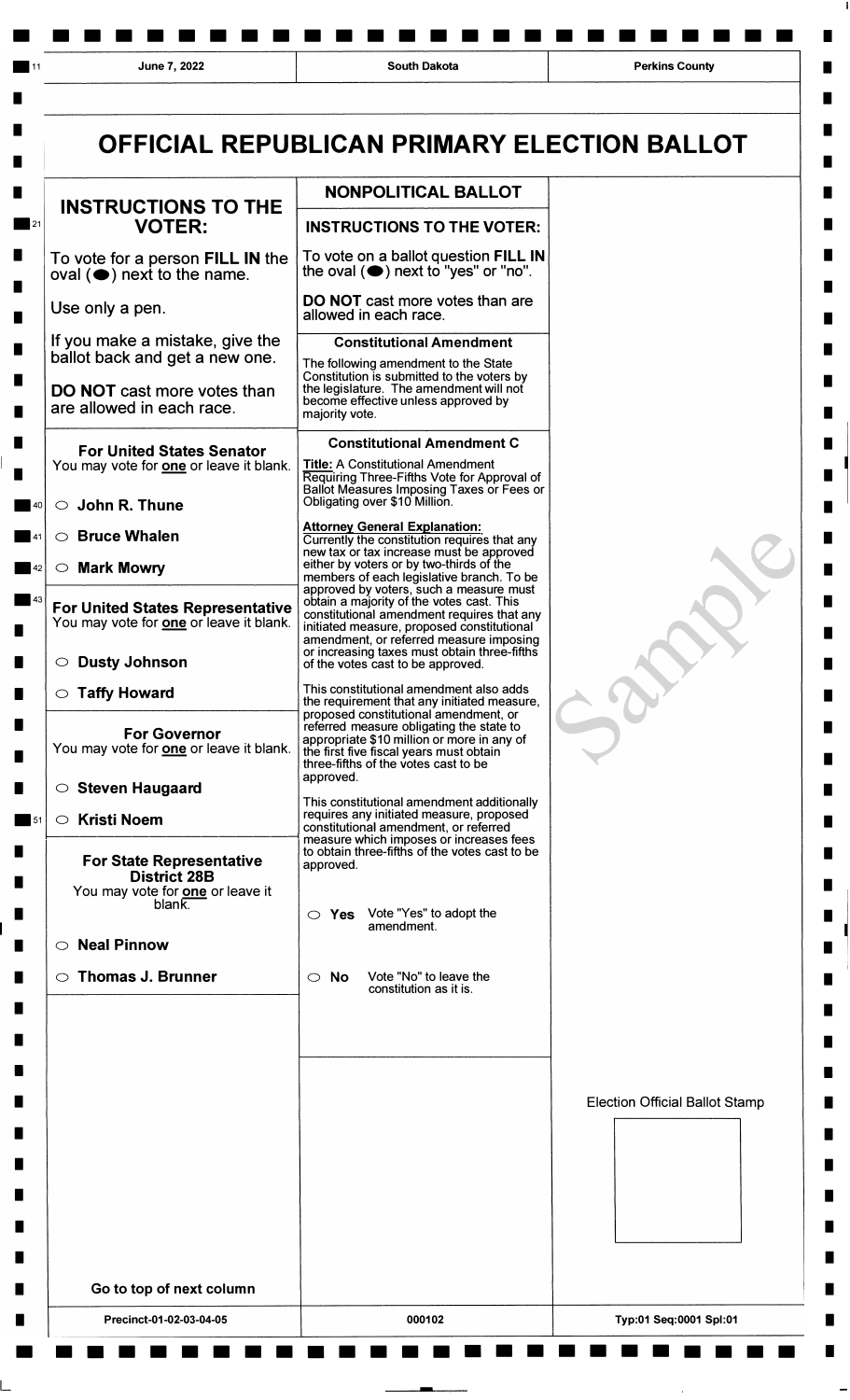| June 7, 2022 | South Dakota | Perkins County |
|---|---|---|

# OFFICIAL REPUBLICAN PRIMARY ELECTION BALLOT

## INSTRUCTIONS TO THE VOTER:

To vote for a person **FILL IN** the oval (⬤) next to the name.

Use only a pen.

If you make a mistake, give the ballot back and get a new one.

**DO NOT** cast more votes than are allowed in each race.

### For United States Senator

You may vote for **one** or leave it blank.

- ○ **John R. Thune**
- ○ **Bruce Whalen**
- ○ **Mark Mowry**

### For United States Representative

You may vote for **one** or leave it blank.

- ○ **Dusty Johnson**
- ○ **Taffy Howard**

### For Governor

You may vote for **one** or leave it blank.

- ○ **Steven Haugaard**
- ○ **Kristi Noem**

### For State Representative District 28B

You may vote for **one** or leave it blank.

- ○ **Neal Pinnow**
- ○ **Thomas J. Brunner**

Go to top of next column

## NONPOLITICAL BALLOT

### INSTRUCTIONS TO THE VOTER:

To vote on a ballot question **FILL IN** the oval (⬤) next to "yes" or "no".

**DO NOT** cast more votes than are allowed in each race.

### Constitutional Amendment

The following amendment to the State Constitution is submitted to the voters by the legislature. The amendment will not become effective unless approved by majority vote.

### Constitutional Amendment C

**Title:** A Constitutional Amendment Requiring Three-Fifths Vote for Approval of Ballot Measures Imposing Taxes or Fees or Obligating over $10 Million.

**Attorney General Explanation:**
Currently the constitution requires that any new tax or tax increase must be approved either by voters or by two-thirds of the members of each legislative branch. To be approved by voters, such a measure must obtain a majority of the votes cast. This constitutional amendment requires that any initiated measure, proposed constitutional amendment, or referred measure imposing or increasing taxes must obtain three-fifths of the votes cast to be approved.

This constitutional amendment also adds the requirement that any initiated measure, proposed constitutional amendment, or referred measure obligating the state to appropriate $10 million or more in any of the first five fiscal years must obtain three-fifths of the votes cast to be approved.

This constitutional amendment additionally requires any initiated measure, proposed constitutional amendment, or referred measure which imposes or increases fees to obtain three-fifths of the votes cast to be approved.

- ○ **Yes** Vote "Yes" to adopt the amendment.
- ○ **No** Vote "No" to leave the constitution as it is.

Sample

Election Official Ballot Stamp

| Precinct-01-02-03-04-05 | 000102 | Typ:01 Seq:0001 Spl:01 |
|---|---|---|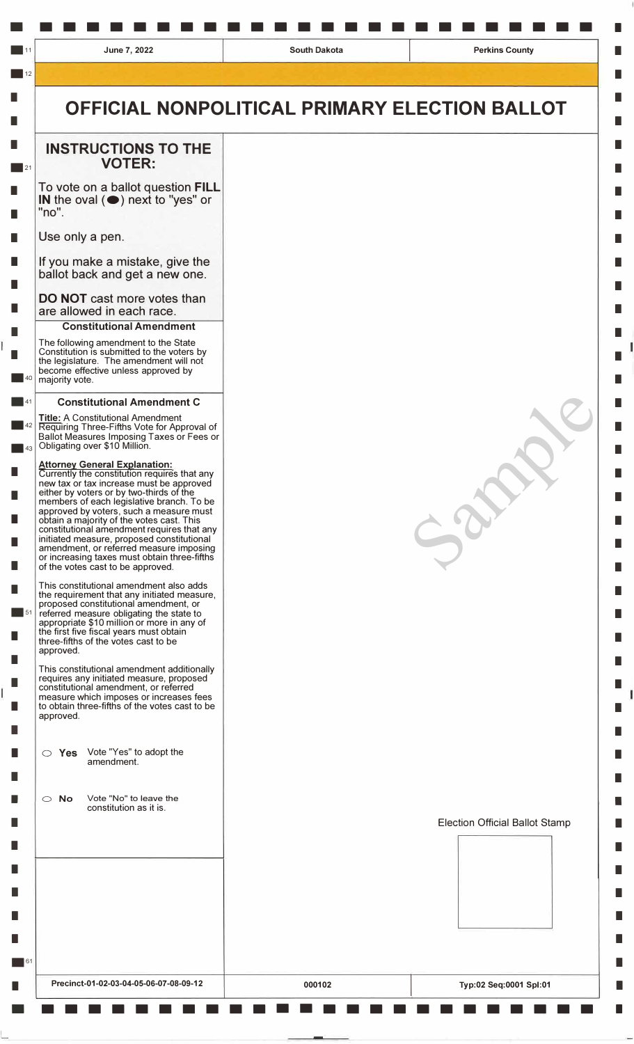| June 7, 2022 | South Dakota | Perkins County |
|---|---|---|

# OFFICIAL NONPOLITICAL PRIMARY ELECTION BALLOT

## INSTRUCTIONS TO THE VOTER:

To vote on a ballot question **FILL IN** the oval (●) next to "yes" or "no".

Use only a pen.

If you make a mistake, give the ballot back and get a new one.

**DO NOT** cast more votes than are allowed in each race.

### Constitutional Amendment

The following amendment to the State Constitution is submitted to the voters by the legislature. The amendment will not become effective unless approved by majority vote.

### Constitutional Amendment C

**Title:** A Constitutional Amendment Requiring Three-Fifths Vote for Approval of Ballot Measures Imposing Taxes or Fees or Obligating over $10 Million.

**Attorney General Explanation:**
Currently the constitution requires that any new tax or tax increase must be approved either by voters or by two-thirds of the members of each legislative branch. To be approved by voters, such a measure must obtain a majority of the votes cast. This constitutional amendment requires that any initiated measure, proposed constitutional amendment, or referred measure imposing or increasing taxes must obtain three-fifths of the votes cast to be approved.

This constitutional amendment also adds the requirement that any initiated measure, proposed constitutional amendment, or referred measure obligating the state to appropriate $10 million or more in any of the first five fiscal years must obtain three-fifths of the votes cast to be approved.

This constitutional amendment additionally requires any initiated measure, proposed constitutional amendment, or referred measure which imposes or increases fees to obtain three-fifths of the votes cast to be approved.

○ **Yes** Vote "Yes" to adopt the amendment.

○ **No** Vote "No" to leave the constitution as it is.

Election Official Ballot Stamp

| Precinct-01-02-03-04-05-06-07-08-09-12 | 000102 | Typ:02 Seq:0001 Spl:01 |
|---|---|---|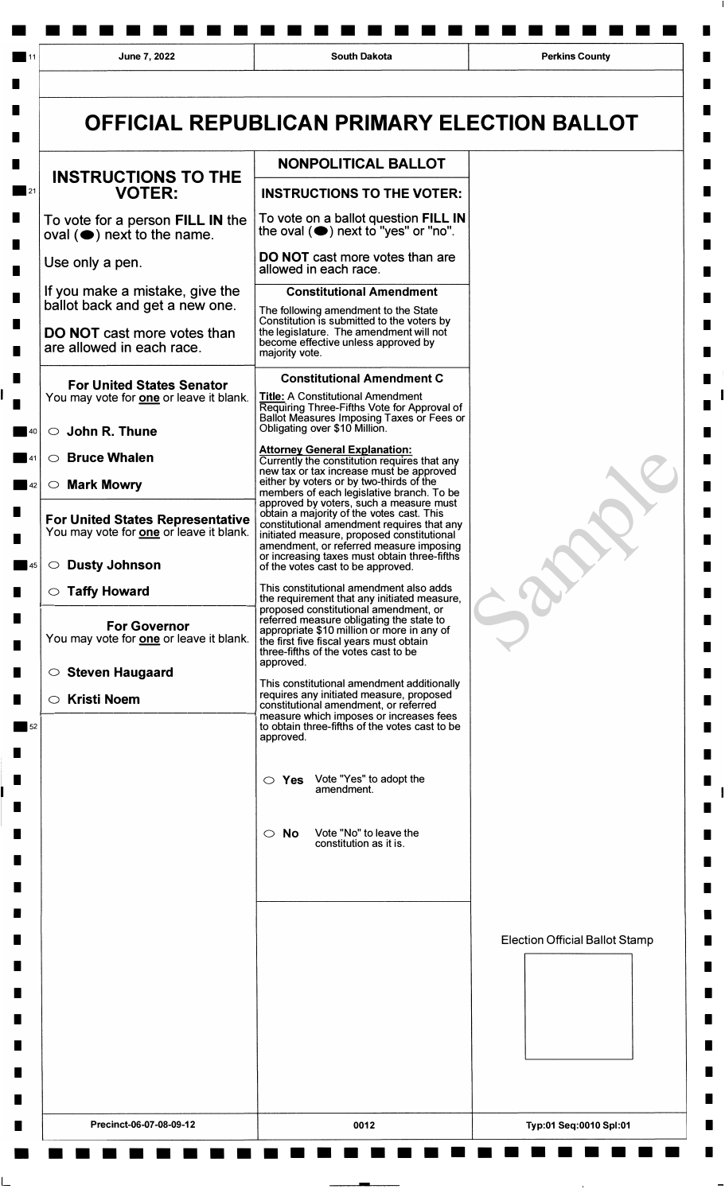June 7, 2022 | South Dakota | Perkins County

# OFFICIAL REPUBLICAN PRIMARY ELECTION BALLOT

## INSTRUCTIONS TO THE VOTER:

To vote for a person **FILL IN** the oval (●) next to the name.

Use only a pen.

If you make a mistake, give the ballot back and get a new one.

**DO NOT** cast more votes than are allowed in each race.

### For United States Senator

You may vote for **one** or leave it blank.

- ○ **John R. Thune**
- ○ **Bruce Whalen**
- ○ **Mark Mowry**

### For United States Representative

You may vote for **one** or leave it blank.

- ○ **Dusty Johnson**
- ○ **Taffy Howard**

### For Governor

You may vote for **one** or leave it blank.

- ○ **Steven Haugaard**
- ○ **Kristi Noem**

## NONPOLITICAL BALLOT

### INSTRUCTIONS TO THE VOTER:

To vote on a ballot question **FILL IN** the oval (●) next to "yes" or "no".

**DO NOT** cast more votes than are allowed in each race.

### Constitutional Amendment

The following amendment to the State Constitution is submitted to the voters by the legislature. The amendment will not become effective unless approved by majority vote.

### Constitutional Amendment C

**Title:** A Constitutional Amendment Requiring Three-Fifths Vote for Approval of Ballot Measures Imposing Taxes or Fees or Obligating over $10 Million.

**Attorney General Explanation:**
Currently the constitution requires that any new tax or tax increase must be approved either by voters or by two-thirds of the members of each legislative branch. To be approved by voters, such a measure must obtain a majority of the votes cast. This constitutional amendment requires that any initiated measure, proposed constitutional amendment, or referred measure imposing or increasing taxes must obtain three-fifths of the votes cast to be approved.

This constitutional amendment also adds the requirement that any initiated measure, proposed constitutional amendment, or referred measure obligating the state to appropriate $10 million or more in any of the first five fiscal years must obtain three-fifths of the votes cast to be approved.

This constitutional amendment additionally requires any initiated measure, proposed constitutional amendment, or referred measure which imposes or increases fees to obtain three-fifths of the votes cast to be approved.

- ○ **Yes** Vote "Yes" to adopt the amendment.
- ○ **No** Vote "No" to leave the constitution as it is.

Sample

Election Official Ballot Stamp

Precinct-06-07-08-09-12 | 0012 | Typ:01 Seq:0010 Spl:01